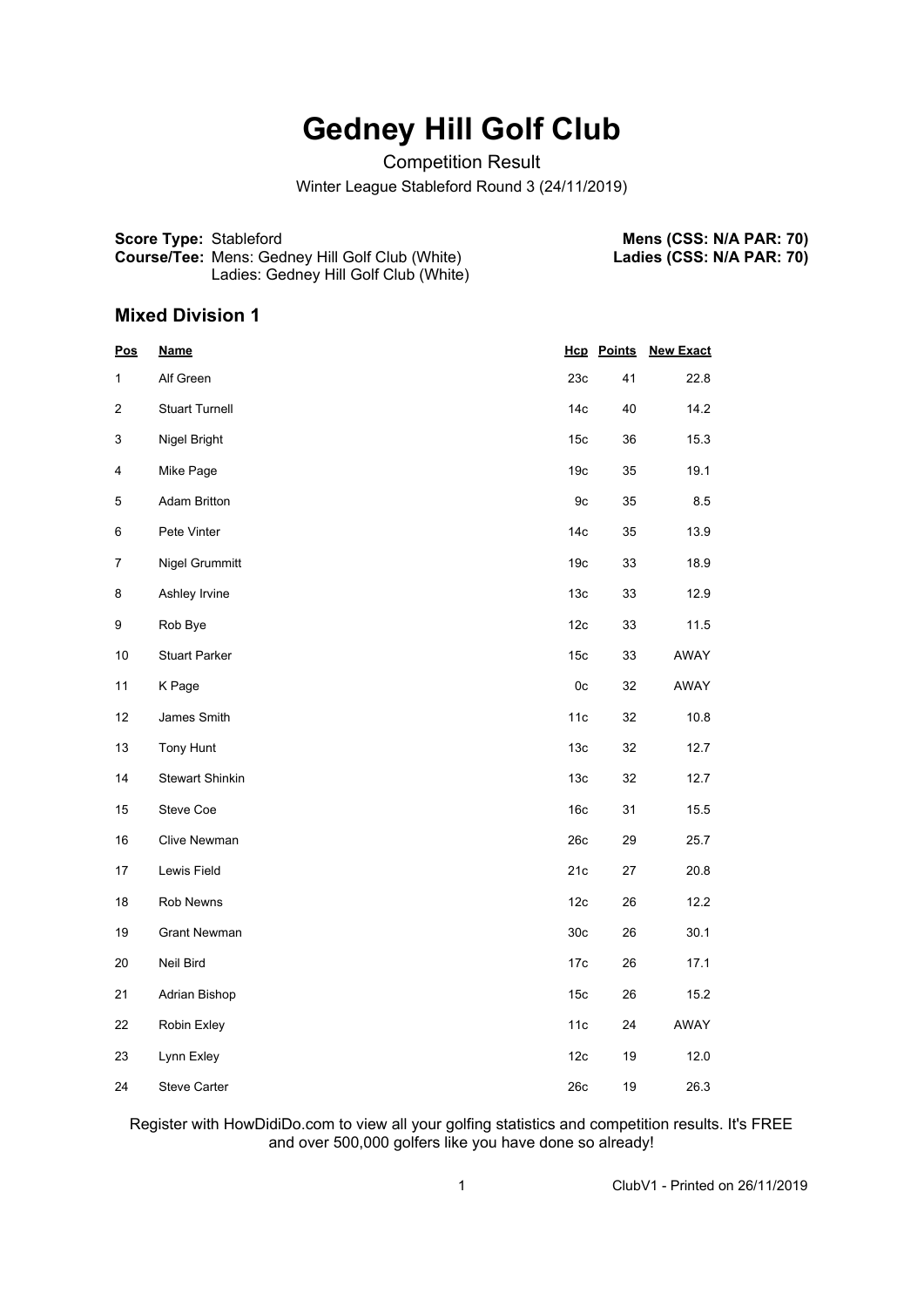# Gedney Hill Golf Club

Competition Result

Winter League Stableford Round 3 (24/11/2019)

**Score Type:** Stableford
**Course/Tee:** Mens: Gedney Hill Golf Club (White)
Ladies: Gedney Hill Golf Club (White)

**Mens (CSS: N/A PAR: 70)**
**Ladies (CSS: N/A PAR: 70)**

## Mixed Division 1

| Pos | Name | Hcp | Points | New Exact |
|---|---|---|---|---|
| 1 | Alf Green | 23c | 41 | 22.8 |
| 2 | Stuart Turnell | 14c | 40 | 14.2 |
| 3 | Nigel Bright | 15c | 36 | 15.3 |
| 4 | Mike Page | 19c | 35 | 19.1 |
| 5 | Adam Britton | 9c | 35 | 8.5 |
| 6 | Pete Vinter | 14c | 35 | 13.9 |
| 7 | Nigel Grummitt | 19c | 33 | 18.9 |
| 8 | Ashley Irvine | 13c | 33 | 12.9 |
| 9 | Rob Bye | 12c | 33 | 11.5 |
| 10 | Stuart Parker | 15c | 33 | AWAY |
| 11 | K Page | 0c | 32 | AWAY |
| 12 | James Smith | 11c | 32 | 10.8 |
| 13 | Tony Hunt | 13c | 32 | 12.7 |
| 14 | Stewart Shinkin | 13c | 32 | 12.7 |
| 15 | Steve Coe | 16c | 31 | 15.5 |
| 16 | Clive Newman | 26c | 29 | 25.7 |
| 17 | Lewis Field | 21c | 27 | 20.8 |
| 18 | Rob Newns | 12c | 26 | 12.2 |
| 19 | Grant Newman | 30c | 26 | 30.1 |
| 20 | Neil Bird | 17c | 26 | 17.1 |
| 21 | Adrian Bishop | 15c | 26 | 15.2 |
| 22 | Robin Exley | 11c | 24 | AWAY |
| 23 | Lynn Exley | 12c | 19 | 12.0 |
| 24 | Steve Carter | 26c | 19 | 26.3 |

Register with HowDidiDo.com to view all your golfing statistics and competition results. It's FREE and over 500,000 golfers like you have done so already!

ClubV1 - Printed on 26/11/2019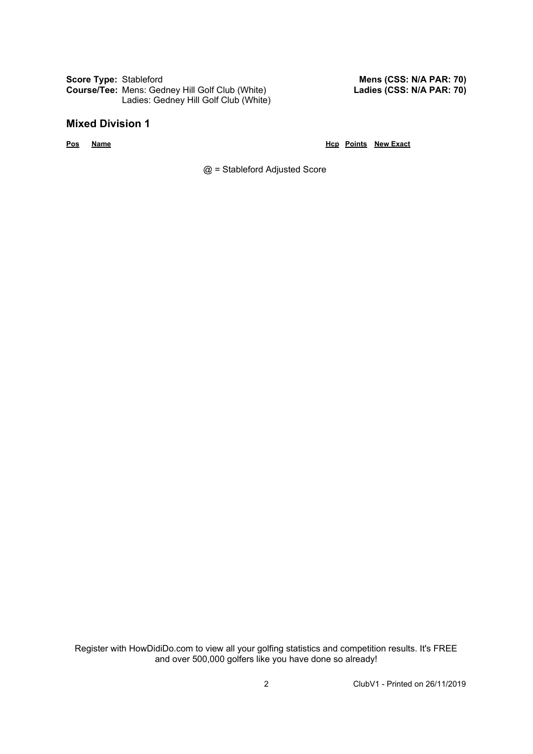**Score Type:** Stableford
**Course/Tee:** Mens: Gedney Hill Golf Club (White)
Ladies: Gedney Hill Golf Club (White)

**Mens (CSS: N/A PAR: 70)**
**Ladies (CSS: N/A PAR: 70)**

## Mixed Division 1

| Pos | Name | Hcp | Points | New Exact |
| --- | --- | --- | --- | --- |

@ = Stableford Adjusted Score

Register with HowDidiDo.com to view all your golfing statistics and competition results. It's FREE and over 500,000 golfers like you have done so already!

ClubV1 - Printed on 26/11/2019